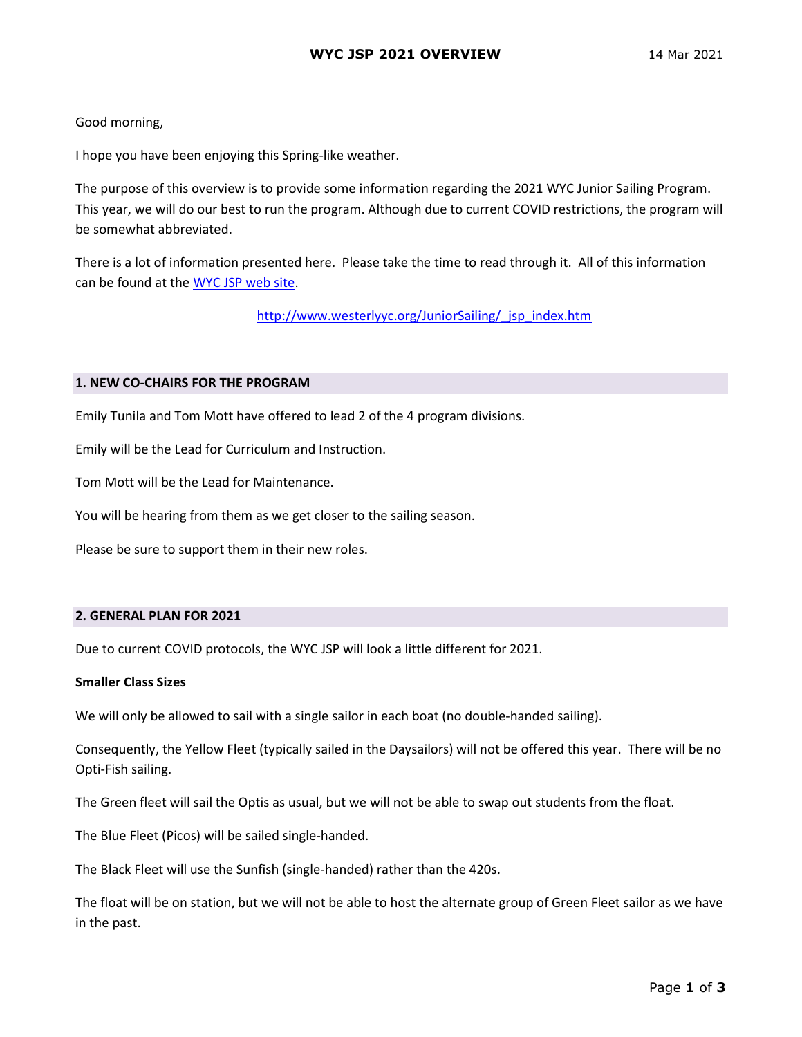# WYC JSP 2021 OVERVIEW

14 Mar 2021

Good morning,

I hope you have been enjoying this Spring-like weather.

The purpose of this overview is to provide some information regarding the 2021 WYC Junior Sailing Program. This year, we will do our best to run the program. Although due to current COVID restrictions, the program will be somewhat abbreviated.

There is a lot of information presented here. Please take the time to read through it. All of this information can be found at the [WYC JSP web site](http://www.westerlyyc.org/JuniorSailing/_jsp_index.htm).

http://www.westerlyyc.org/JuniorSailing/_jsp_index.htm

## 1. NEW CO-CHAIRS FOR THE PROGRAM

Emily Tunila and Tom Mott have offered to lead 2 of the 4 program divisions.

Emily will be the Lead for Curriculum and Instruction.

Tom Mott will be the Lead for Maintenance.

You will be hearing from them as we get closer to the sailing season.

Please be sure to support them in their new roles.

## 2. GENERAL PLAN FOR 2021

Due to current COVID protocols, the WYC JSP will look a little different for 2021.

### Smaller Class Sizes

We will only be allowed to sail with a single sailor in each boat (no double-handed sailing).

Consequently, the Yellow Fleet (typically sailed in the Daysailors) will not be offered this year. There will be no Opti-Fish sailing.

The Green fleet will sail the Optis as usual, but we will not be able to swap out students from the float.

The Blue Fleet (Picos) will be sailed single-handed.

The Black Fleet will use the Sunfish (single-handed) rather than the 420s.

The float will be on station, but we will not be able to host the alternate group of Green Fleet sailor as we have in the past.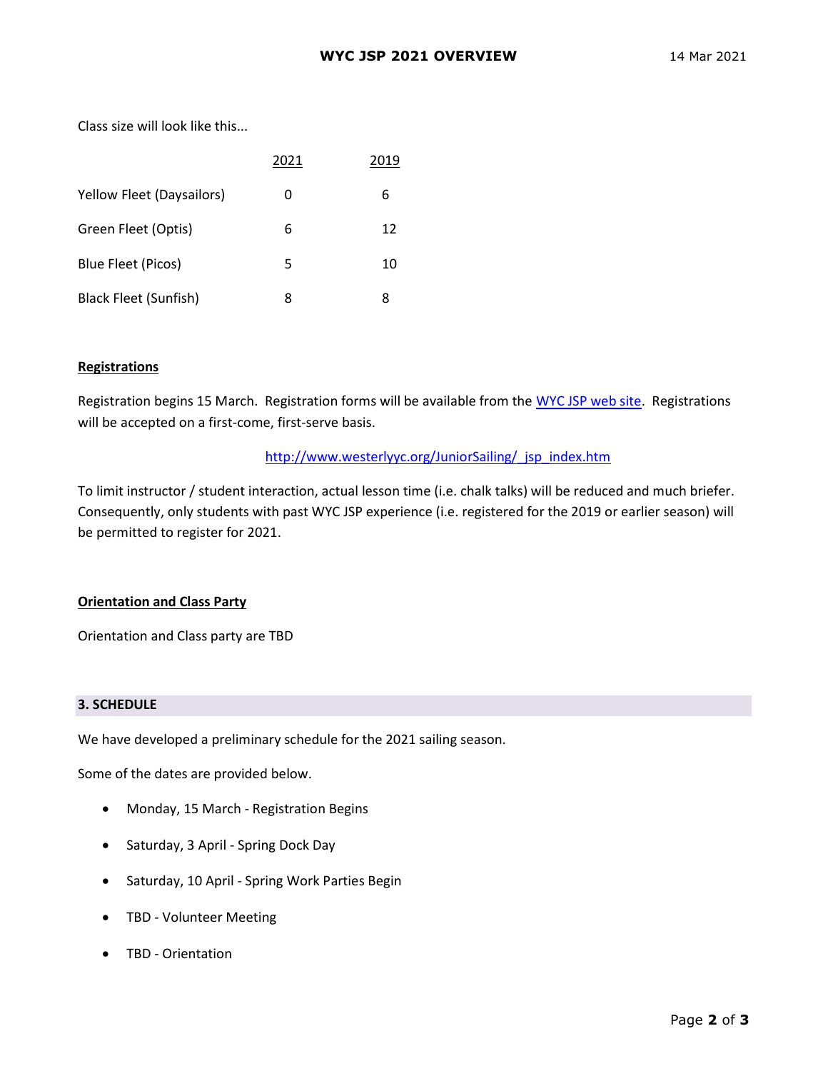Class size will look like this...

| | 2021 | 2019 |
|---|---|---|
| Yellow Fleet (Daysailors) | 0 | 6 |
| Green Fleet (Optis) | 6 | 12 |
| Blue Fleet (Picos) | 5 | 10 |
| Black Fleet (Sunfish) | 8 | 8 |

**Registrations**

Registration begins 15 March. Registration forms will be available from the [WYC JSP web site](http://www.westerlyyc.org/JuniorSailing/_jsp_index.htm). Registrations will be accepted on a first-come, first-serve basis.

http://www.westerlyyc.org/JuniorSailing/_jsp_index.htm

To limit instructor / student interaction, actual lesson time (i.e. chalk talks) will be reduced and much briefer. Consequently, only students with past WYC JSP experience (i.e. registered for the 2019 or earlier season) will be permitted to register for 2021.

**Orientation and Class Party**

Orientation and Class party are TBD

## 3. SCHEDULE

We have developed a preliminary schedule for the 2021 sailing season.

Some of the dates are provided below.

- Monday, 15 March - Registration Begins
- Saturday, 3 April - Spring Dock Day
- Saturday, 10 April - Spring Work Parties Begin
- TBD - Volunteer Meeting
- TBD - Orientation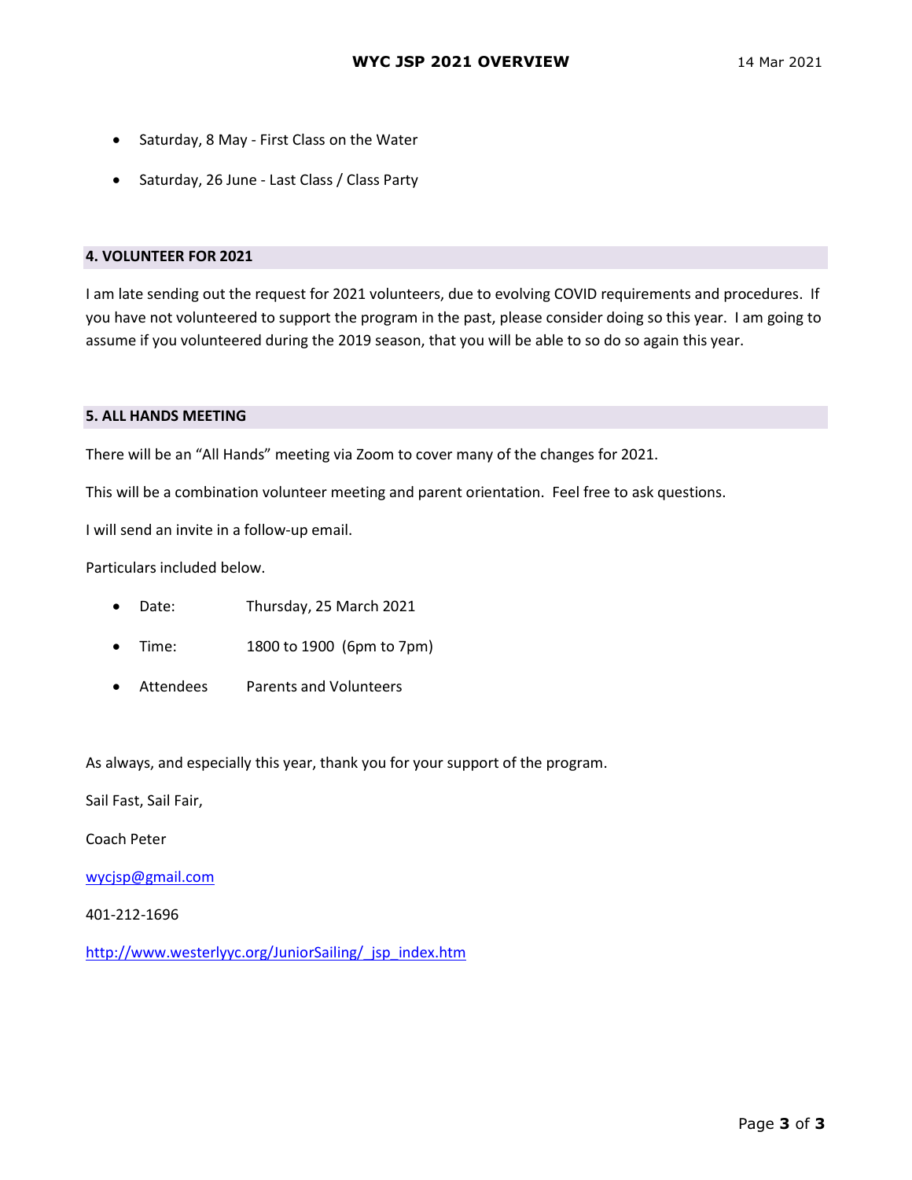- Saturday, 8 May - First Class on the Water
- Saturday, 26 June - Last Class / Class Party

## 4. VOLUNTEER FOR 2021

I am late sending out the request for 2021 volunteers, due to evolving COVID requirements and procedures. If you have not volunteered to support the program in the past, please consider doing so this year. I am going to assume if you volunteered during the 2019 season, that you will be able to so do so again this year.

## 5. ALL HANDS MEETING

There will be an "All Hands" meeting via Zoom to cover many of the changes for 2021.

This will be a combination volunteer meeting and parent orientation. Feel free to ask questions.

I will send an invite in a follow-up email.

Particulars included below.

- Date: Thursday, 25 March 2021
- Time: 1800 to 1900 (6pm to 7pm)
- Attendees Parents and Volunteers

As always, and especially this year, thank you for your support of the program.

Sail Fast, Sail Fair,

Coach Peter

wycjsp@gmail.com

401-212-1696

http://www.westerlyyc.org/JuniorSailing/_jsp_index.htm